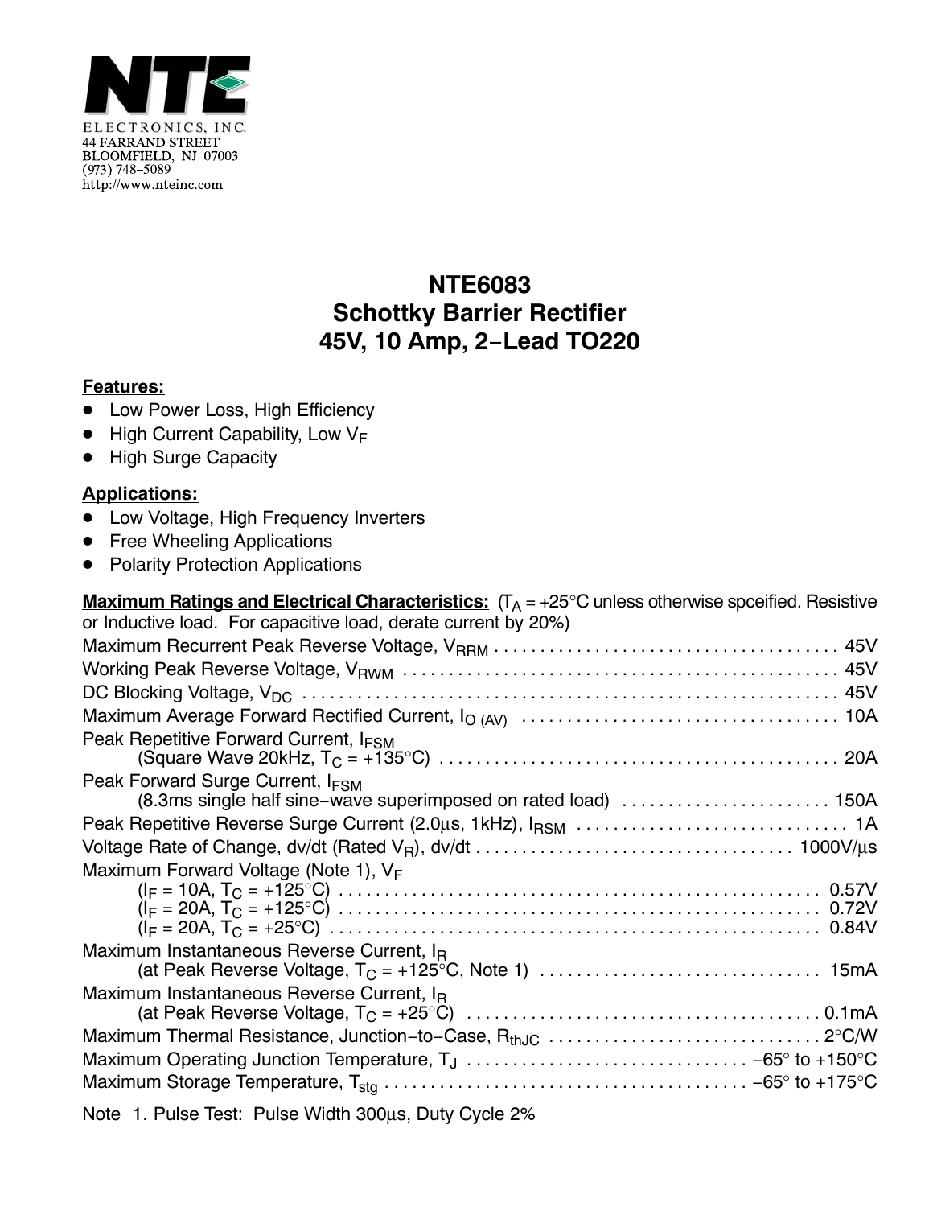NTE

ELECTRONICS, INC.
44 FARRAND STREET
BLOOMFIELD, NJ 07003
(973) 748−5089
http://www.nteinc.com

# NTE6083
# Schottky Barrier Rectifier
# 45V, 10 Amp, 2−Lead TO220

**Features:**

- Low Power Loss, High Efficiency
- High Current Capability, Low $V_F$
- High Surge Capacity

**Applications:**

- Low Voltage, High Frequency Inverters
- Free Wheeling Applications
- Polarity Protection Applications

**Maximum Ratings and Electrical Characteristics:** ($T_A$ = +25°C unless otherwise spceified. Resistive or Inductive load. For capacitive load, derate current by 20%)

Maximum Recurrent Peak Reverse Voltage, $V_{RRM}$ . . . . . 45V

Working Peak Reverse Voltage, $V_{RWM}$ . . . . . 45V

DC Blocking Voltage, $V_{DC}$ . . . . . 45V

Maximum Average Forward Rectified Current, $I_{O\ (AV)}$ . . . . . 10A

Peak Repetitive Forward Current, $I_{FSM}$
(Square Wave 20kHz, $T_C$ = +135°C) . . . . . 20A

Peak Forward Surge Current, $I_{FSM}$
(8.3ms single half sine−wave superimposed on rated load) . . . . . 150A

Peak Repetitive Reverse Surge Current (2.0μs, 1kHz), $I_{RSM}$ . . . . . 1A

Voltage Rate of Change, dv/dt (Rated $V_R$), dv/dt . . . . . 1000V/μs

Maximum Forward Voltage (Note 1), $V_F$
($I_F$ = 10A, $T_C$ = +125°C) . . . . . 0.57V
($I_F$ = 20A, $T_C$ = +125°C) . . . . . 0.72V
($I_F$ = 20A, $T_C$ = +25°C) . . . . . 0.84V

Maximum Instantaneous Reverse Current, $I_R$
(at Peak Reverse Voltage, $T_C$ = +125°C, Note 1) . . . . . 15mA

Maximum Instantaneous Reverse Current, $I_R$
(at Peak Reverse Voltage, $T_C$ = +25°C) . . . . . 0.1mA

Maximum Thermal Resistance, Junction−to−Case, $R_{thJC}$ . . . . . 2°C/W

Maximum Operating Junction Temperature, $T_J$ . . . . . −65° to +150°C

Maximum Storage Temperature, $T_{stg}$ . . . . . −65° to +175°C

Note 1. Pulse Test: Pulse Width 300μs, Duty Cycle 2%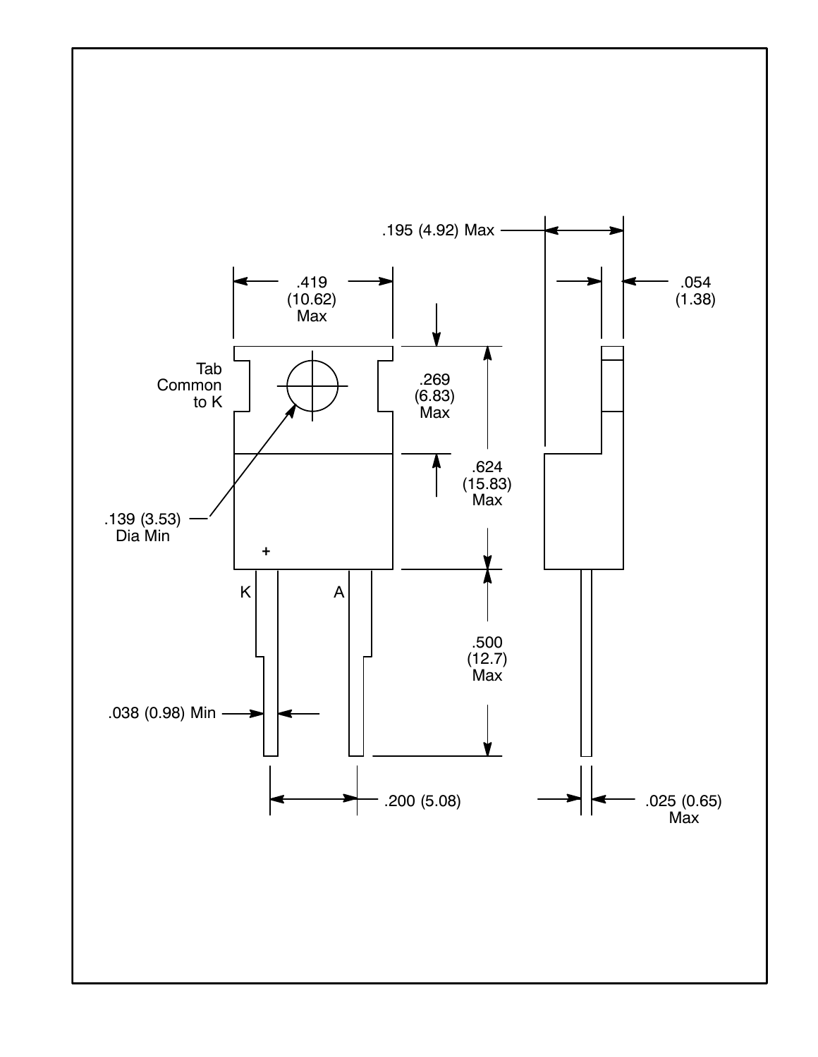.195 (4.92) Max

.419
(10.62)
Max

.054
(1.38)

Tab
Common
to K

.269
(6.83)
Max

.624
(15.83)
Max

.139 (3.53)
Dia Min

+

K

A

.500
(12.7)
Max

.038 (0.98) Min

.200 (5.08)

.025 (0.65)
Max